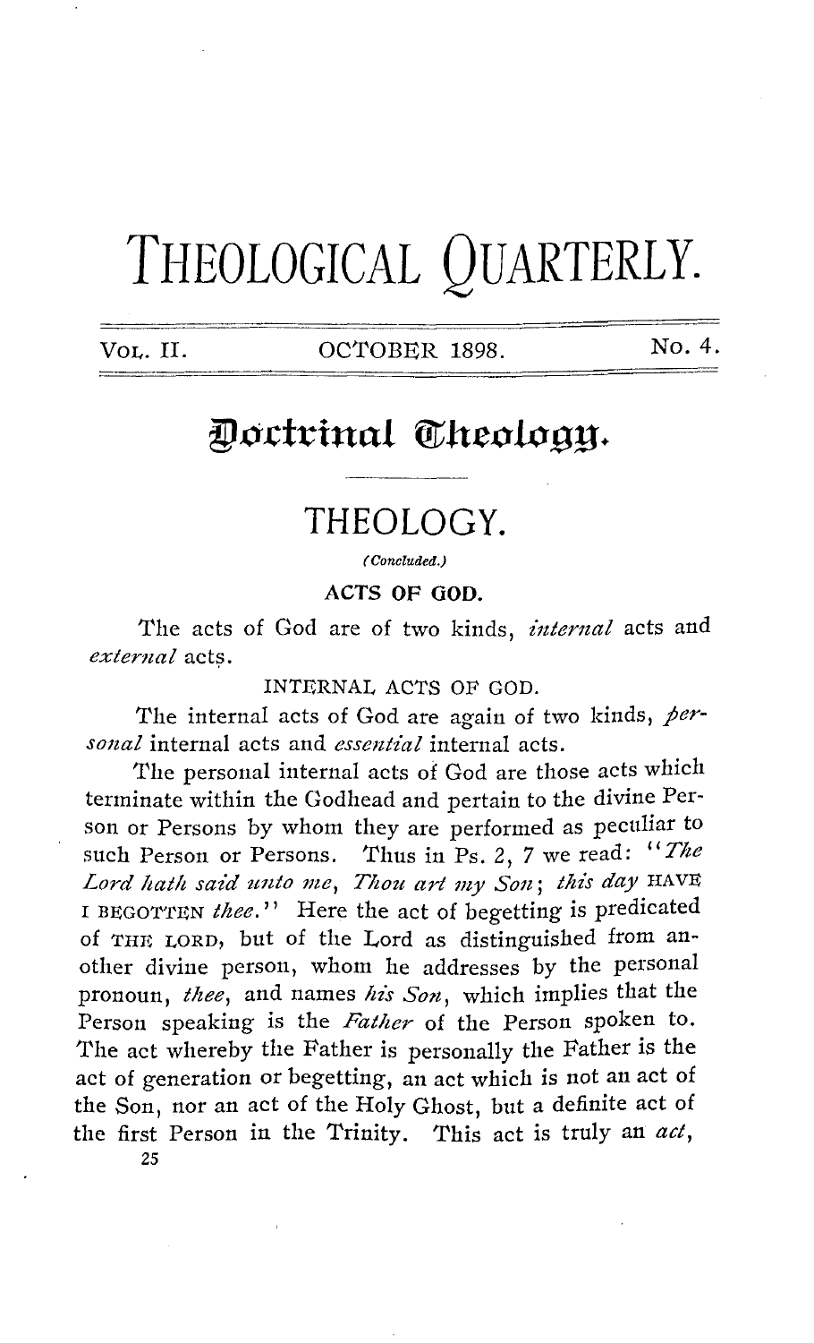# THEOLOGICAL QUARTERLY.

VOL. II. OCTOBER 1898. No. 4.

## Doctrinal Theology.

## THEOLOGY.

*(Concluded.)*

### ACTS OF GOD.

The acts of God are of two kinds, *internal* acts and *external* acts.

#### INTERNAL ACTS OF GOD.

The internal acts of God are again of two kinds, *personal* internal acts and *essential* internal acts.

The personal internal acts of God are those acts which terminate within the Godhead and pertain to the divine Person or Persons by whom they are performed as peculiar to such Person or Persons. Thus in Ps. 2, 7 we read: "*The Lord hath said unto me, Thou art my Son; this day* HAVE I BEGOTTEN *thee.*" Here the act of begetting is predicated of THE LORD, but of the Lord as distinguished from another divine person, whom he addresses by the personal pronoun, *thee*, and names *his Son*, which implies that the Person speaking is the *Father* of the Person spoken to. The act whereby the Father is personally the Father is the act of generation or begetting, an act which is not an act of the Son, nor an act of the Holy Ghost, but a definite act of the first Person in the Trinity. This act is truly an *act*,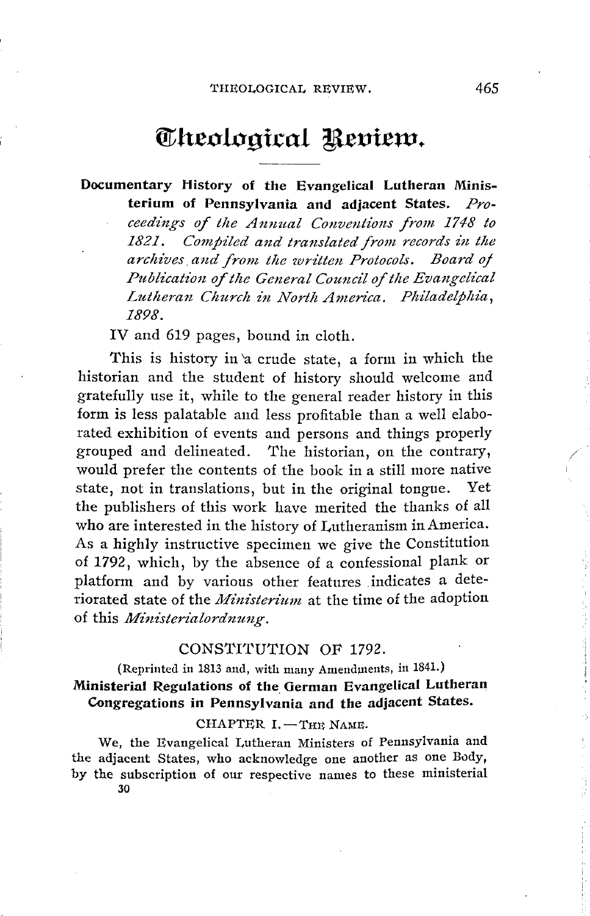# Theological Review.

**Documentary History of the Evangelical Lutheran Ministerium of Pennsylvania and adjacent States.** *Proceedings of the Annual Conventions from 1748 to 1821. Compiled and translated from records in the archives and from the written Protocols. Board of Publication of the General Council of the Evangelical Lutheran Church in North America. Philadelphia, 1898.*

IV and 619 pages, bound in cloth.

This is history in a crude state, a form in which the historian and the student of history should welcome and gratefully use it, while to the general reader history in this form is less palatable and less profitable than a well elaborated exhibition of events and persons and things properly grouped and delineated. The historian, on the contrary, would prefer the contents of the book in a still more native state, not in translations, but in the original tongue. Yet the publishers of this work have merited the thanks of all who are interested in the history of Lutheranism in America. As a highly instructive specimen we give the Constitution of 1792, which, by the absence of a confessional plank or platform and by various other features indicates a deteriorated state of the *Ministerium* at the time of the adoption of this *Ministerialordnung*.

## CONSTITUTION OF 1792.

(Reprinted in 1813 and, with many Amendments, in 1841.)

### Ministerial Regulations of the German Evangelical Lutheran Congregations in Pennsylvania and the adjacent States.

#### CHAPTER I.—The Name.

We, the Evangelical Lutheran Ministers of Pennsylvania and the adjacent States, who acknowledge one another as one Body, by the subscription of our respective names to these ministerial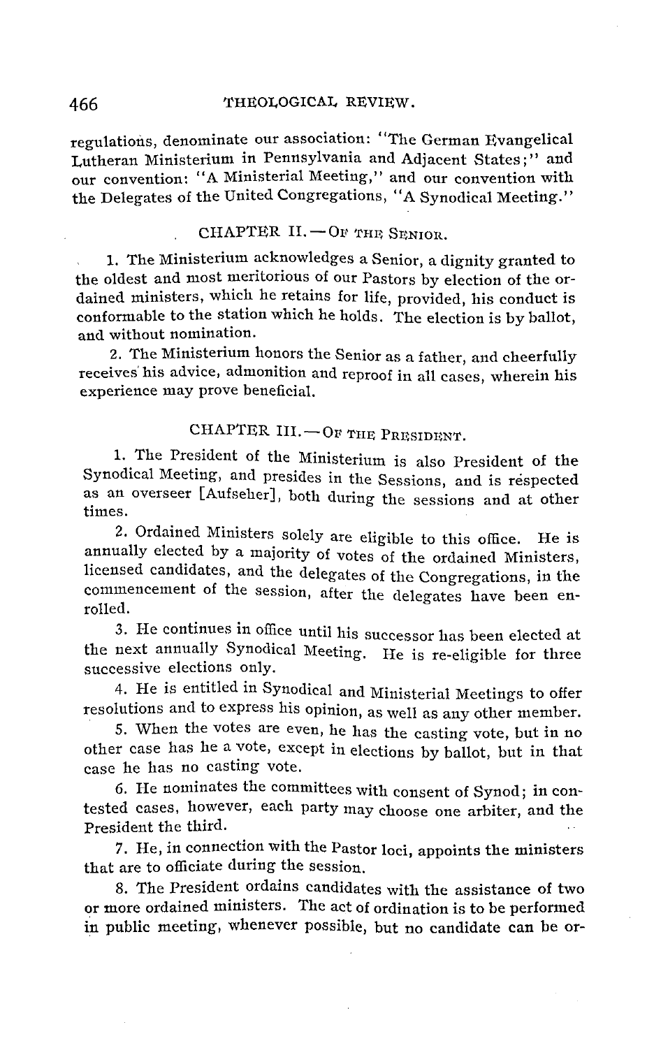regulations, denominate our association: "The German Evangelical Lutheran Ministerium in Pennsylvania and Adjacent States;" and our convention: "A Ministerial Meeting," and our convention with the Delegates of the United Congregations, "A Synodical Meeting."

## CHAPTER II.—OF THE SENIOR.

1. The Ministerium acknowledges a Senior, a dignity granted to the oldest and most meritorious of our Pastors by election of the ordained ministers, which he retains for life, provided, his conduct is conformable to the station which he holds. The election is by ballot, and without nomination.

2. The Ministerium honors the Senior as a father, and cheerfully receives his advice, admonition and reproof in all cases, wherein his experience may prove beneficial.

## CHAPTER III.—OF THE PRESIDENT.

1. The President of the Ministerium is also President of the Synodical Meeting, and presides in the Sessions, and is respected as an overseer [Aufseher], both during the sessions and at other times.

2. Ordained Ministers solely are eligible to this office. He is annually elected by a majority of votes of the ordained Ministers, licensed candidates, and the delegates of the Congregations, in the commencement of the session, after the delegates have been enrolled.

3. He continues in office until his successor has been elected at the next annually Synodical Meeting. He is re-eligible for three successive elections only.

4. He is entitled in Synodical and Ministerial Meetings to offer resolutions and to express his opinion, as well as any other member.

5. When the votes are even, he has the casting vote, but in no other case has he a vote, except in elections by ballot, but in that case he has no casting vote.

6. He nominates the committees with consent of Synod; in contested cases, however, each party may choose one arbiter, and the President the third.

7. He, in connection with the Pastor loci, appoints the ministers that are to officiate during the session.

8. The President ordains candidates with the assistance of two or more ordained ministers. The act of ordination is to be performed in public meeting, whenever possible, but no candidate can be or-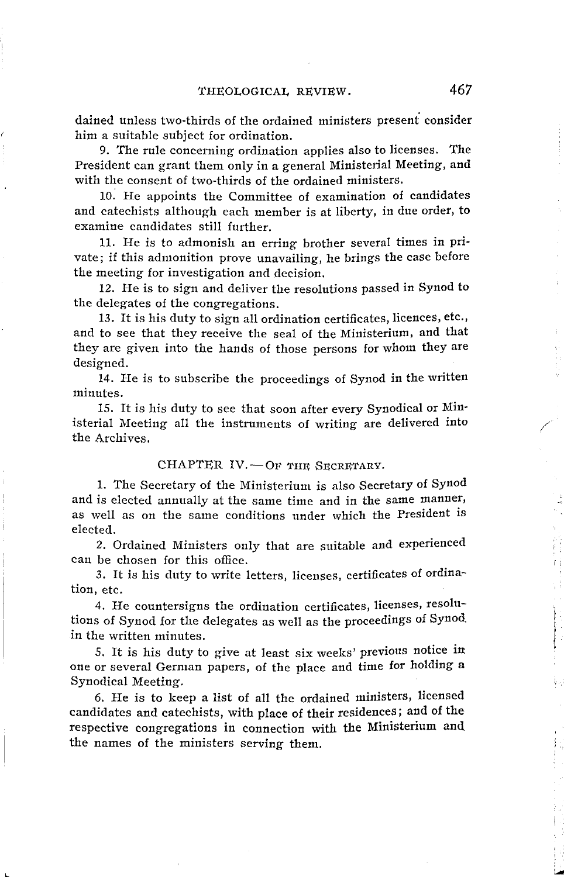dained unless two-thirds of the ordained ministers present consider him a suitable subject for ordination.

9. The rule concerning ordination applies also to licenses. The President can grant them only in a general Ministerial Meeting, and with the consent of two-thirds of the ordained ministers.

10. He appoints the Committee of examination of candidates and catechists although each member is at liberty, in due order, to examine candidates still further.

11. He is to admonish an erring brother several times in private; if this admonition prove unavailing, he brings the case before the meeting for investigation and decision.

12. He is to sign and deliver the resolutions passed in Synod to the delegates of the congregations.

13. It is his duty to sign all ordination certificates, licences, etc., and to see that they receive the seal of the Ministerium, and that they are given into the hands of those persons for whom they are designed.

14. He is to subscribe the proceedings of Synod in the written minutes.

15. It is his duty to see that soon after every Synodical or Ministerial Meeting all the instruments of writing are delivered into the Archives.

## CHAPTER IV.—Of the Secretary.

1. The Secretary of the Ministerium is also Secretary of Synod and is elected annually at the same time and in the same manner, as well as on the same conditions under which the President is elected.

2. Ordained Ministers only that are suitable and experienced can be chosen for this office.

3. It is his duty to write letters, licenses, certificates of ordination, etc.

4. He countersigns the ordination certificates, licenses, resolutions of Synod for the delegates as well as the proceedings of Synod in the written minutes.

5. It is his duty to give at least six weeks' previous notice in one or several German papers, of the place and time for holding a Synodical Meeting.

6. He is to keep a list of all the ordained ministers, licensed candidates and catechists, with place of their residences; and of the respective congregations in connection with the Ministerium and the names of the ministers serving them.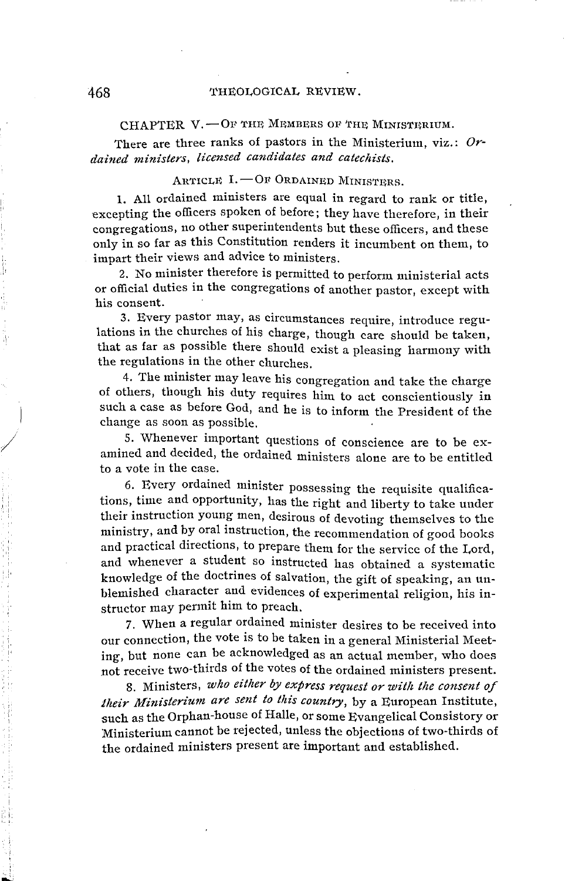## CHAPTER V.—OF THE MEMBERS OF THE MINISTERIUM.

There are three ranks of pastors in the Ministerium, viz.: *Ordained ministers, licensed candidates and catechists.*

### ARTICLE I.—OF ORDAINED MINISTERS.

1. All ordained ministers are equal in regard to rank or title, excepting the officers spoken of before; they have therefore, in their congregations, no other superintendents but these officers, and these only in so far as this Constitution renders it incumbent on them, to impart their views and advice to ministers.

2. No minister therefore is permitted to perform ministerial acts or official duties in the congregations of another pastor, except with his consent.

3. Every pastor may, as circumstances require, introduce regulations in the churches of his charge, though care should be taken, that as far as possible there should exist a pleasing harmony with the regulations in the other churches.

4. The minister may leave his congregation and take the charge of others, though his duty requires him to act conscientiously in such a case as before God, and he is to inform the President of the change as soon as possible.

5. Whenever important questions of conscience are to be examined and decided, the ordained ministers alone are to be entitled to a vote in the case.

6. Every ordained minister possessing the requisite qualifications, time and opportunity, has the right and liberty to take under their instruction young men, desirous of devoting themselves to the ministry, and by oral instruction, the recommendation of good books and practical directions, to prepare them for the service of the Lord, and whenever a student so instructed has obtained a systematic knowledge of the doctrines of salvation, the gift of speaking, an unblemished character and evidences of experimental religion, his instructor may permit him to preach.

7. When a regular ordained minister desires to be received into our connection, the vote is to be taken in a general Ministerial Meeting, but none can be acknowledged as an actual member, who does not receive two-thirds of the votes of the ordained ministers present.

8. Ministers, *who either by express request or with the consent of their Ministerium are sent to this country*, by a European Institute, such as the Orphan-house of Halle, or some Evangelical Consistory or Ministerium cannot be rejected, unless the objections of two-thirds of the ordained ministers present are important and established.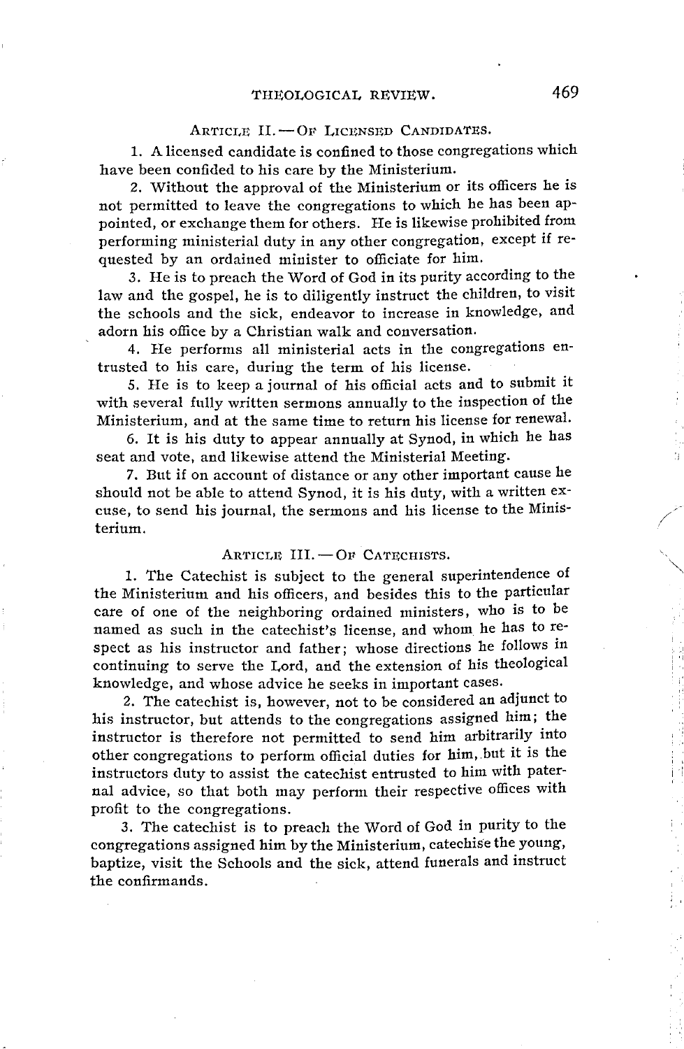### Article II.—Of Licensed Candidates.

1. A licensed candidate is confined to those congregations which have been confided to his care by the Ministerium.

2. Without the approval of the Ministerium or its officers he is not permitted to leave the congregations to which he has been appointed, or exchange them for others. He is likewise prohibited from performing ministerial duty in any other congregation, except if requested by an ordained minister to officiate for him.

3. He is to preach the Word of God in its purity according to the law and the gospel, he is to diligently instruct the children, to visit the schools and the sick, endeavor to increase in knowledge, and adorn his office by a Christian walk and conversation.

4. He performs all ministerial acts in the congregations entrusted to his care, during the term of his license.

5. He is to keep a journal of his official acts and to submit it with several fully written sermons annually to the inspection of the Ministerium, and at the same time to return his license for renewal.

6. It is his duty to appear annually at Synod, in which he has seat and vote, and likewise attend the Ministerial Meeting.

7. But if on account of distance or any other important cause he should not be able to attend Synod, it is his duty, with a written excuse, to send his journal, the sermons and his license to the Ministerium.

### Article III.—Of Catechists.

1. The Catechist is subject to the general superintendence of the Ministerium and his officers, and besides this to the particular care of one of the neighboring ordained ministers, who is to be named as such in the catechist's license, and whom he has to respect as his instructor and father; whose directions he follows in continuing to serve the Lord, and the extension of his theological knowledge, and whose advice he seeks in important cases.

2. The catechist is, however, not to be considered an adjunct to his instructor, but attends to the congregations assigned him; the instructor is therefore not permitted to send him arbitrarily into other congregations to perform official duties for him, but it is the instructors duty to assist the catechist entrusted to him with paternal advice, so that both may perform their respective offices with profit to the congregations.

3. The catechist is to preach the Word of God in purity to the congregations assigned him by the Ministerium, catechise the young, baptize, visit the Schools and the sick, attend funerals and instruct the confirmands.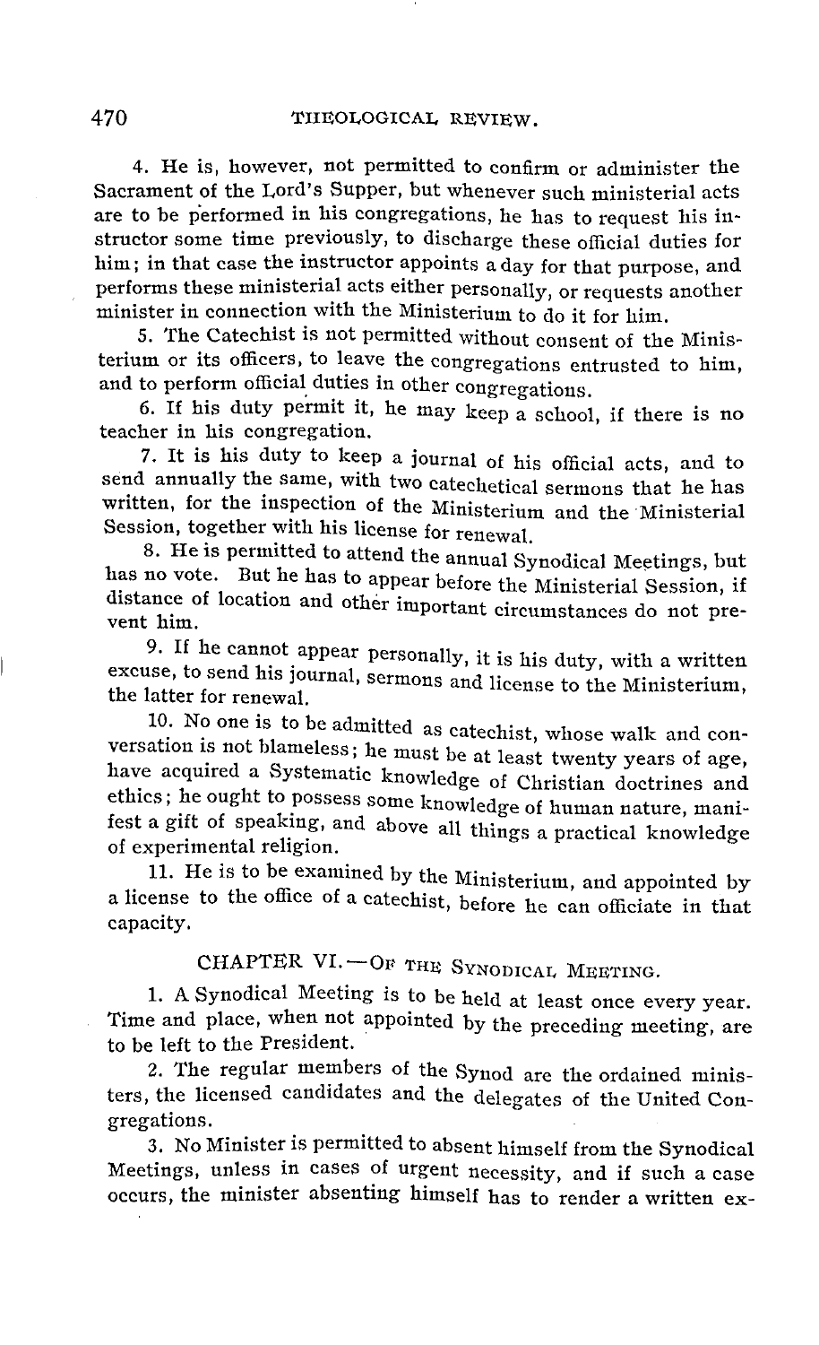4. He is, however, not permitted to confirm or administer the Sacrament of the Lord's Supper, but whenever such ministerial acts are to be performed in his congregations, he has to request his instructor some time previously, to discharge these official duties for him; in that case the instructor appoints a day for that purpose, and performs these ministerial acts either personally, or requests another minister in connection with the Ministerium to do it for him.

5. The Catechist is not permitted without consent of the Ministerium or its officers, to leave the congregations entrusted to him, and to perform official duties in other congregations.

6. If his duty permit it, he may keep a school, if there is no teacher in his congregation.

7. It is his duty to keep a journal of his official acts, and to send annually the same, with two catechetical sermons that he has written, for the inspection of the Ministerium and the Ministerial Session, together with his license for renewal.

8. He is permitted to attend the annual Synodical Meetings, but has no vote. But he has to appear before the Ministerial Session, if distance of location and other important circumstances do not prevent him.

9. If he cannot appear personally, it is his duty, with a written excuse, to send his journal, sermons and license to the Ministerium, the latter for renewal.

10. No one is to be admitted as catechist, whose walk and conversation is not blameless; he must be at least twenty years of age, have acquired a Systematic knowledge of Christian doctrines and ethics; he ought to possess some knowledge of human nature, manifest a gift of speaking, and above all things a practical knowledge of experimental religion.

11. He is to be examined by the Ministerium, and appointed by a license to the office of a catechist, before he can officiate in that capacity.

## CHAPTER VI.—Of the Synodical Meeting.

1. A Synodical Meeting is to be held at least once every year. Time and place, when not appointed by the preceding meeting, are to be left to the President.

2. The regular members of the Synod are the ordained ministers, the licensed candidates and the delegates of the United Congregations.

3. No Minister is permitted to absent himself from the Synodical Meetings, unless in cases of urgent necessity, and if such a case occurs, the minister absenting himself has to render a written ex-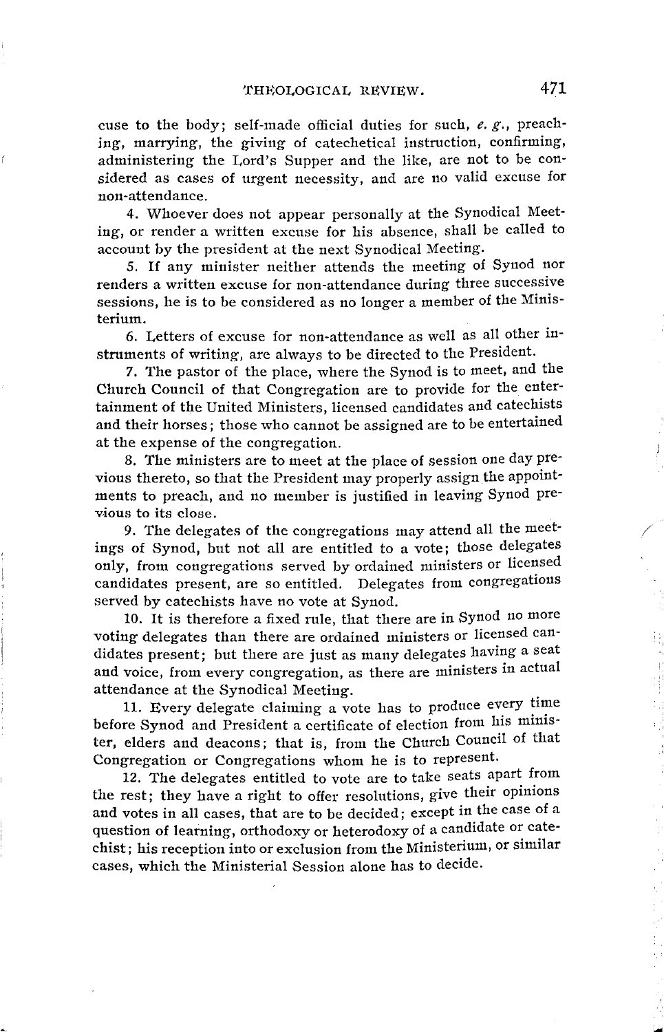cuse to the body; self-made official duties for such, *e. g.*, preaching, marrying, the giving of catechetical instruction, confirming, administering the Lord's Supper and the like, are not to be considered as cases of urgent necessity, and are no valid excuse for non-attendance.

4. Whoever does not appear personally at the Synodical Meeting, or render a written excuse for his absence, shall be called to account by the president at the next Synodical Meeting.

5. If any minister neither attends the meeting of Synod nor renders a written excuse for non-attendance during three successive sessions, he is to be considered as no longer a member of the Ministerium.

6. Letters of excuse for non-attendance as well as all other instruments of writing, are always to be directed to the President.

7. The pastor of the place, where the Synod is to meet, and the Church Council of that Congregation are to provide for the entertainment of the United Ministers, licensed candidates and catechists and their horses; those who cannot be assigned are to be entertained at the expense of the congregation.

8. The ministers are to meet at the place of session one day previous thereto, so that the President may properly assign the appointments to preach, and no member is justified in leaving Synod previous to its close.

9. The delegates of the congregations may attend all the meetings of Synod, but not all are entitled to a vote; those delegates only, from congregations served by ordained ministers or licensed candidates present, are so entitled. Delegates from congregations served by catechists have no vote at Synod.

10. It is therefore a fixed rule, that there are in Synod no more voting delegates than there are ordained ministers or licensed candidates present; but there are just as many delegates having a seat and voice, from every congregation, as there are ministers in actual attendance at the Synodical Meeting.

11. Every delegate claiming a vote has to produce every time before Synod and President a certificate of election from his minister, elders and deacons; that is, from the Church Council of that Congregation or Congregations whom he is to represent.

12. The delegates entitled to vote are to take seats apart from the rest; they have a right to offer resolutions, give their opinions and votes in all cases, that are to be decided; except in the case of a question of learning, orthodoxy or heterodoxy of a candidate or catechist; his reception into or exclusion from the Ministerium, or similar cases, which the Ministerial Session alone has to decide.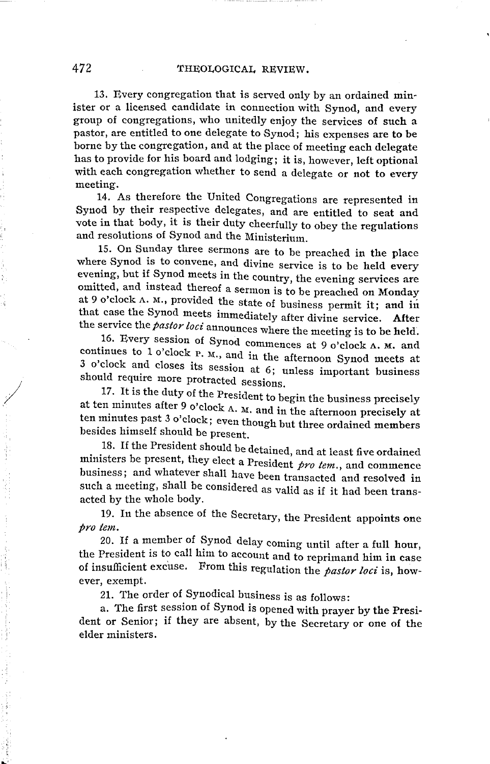13. Every congregation that is served only by an ordained minister or a licensed candidate in connection with Synod, and every group of congregations, who unitedly enjoy the services of such a pastor, are entitled to one delegate to Synod; his expenses are to be borne by the congregation, and at the place of meeting each delegate has to provide for his board and lodging; it is, however, left optional with each congregation whether to send a delegate or not to every meeting.

14. As therefore the United Congregations are represented in Synod by their respective delegates, and are entitled to seat and vote in that body, it is their duty cheerfully to obey the regulations and resolutions of Synod and the Ministerium.

15. On Sunday three sermons are to be preached in the place where Synod is to convene, and divine service is to be held every evening, but if Synod meets in the country, the evening services are omitted, and instead thereof a sermon is to be preached on Monday at 9 o'clock A. M., provided the state of business permit it; and in that case the Synod meets immediately after divine service. After the service the *pastor loci* announces where the meeting is to be held.

16. Every session of Synod commences at 9 o'clock A. M. and continues to 1 o'clock P. M., and in the afternoon Synod meets at 3 o'clock and closes its session at 6; unless important business should require more protracted sessions.

17. It is the duty of the President to begin the business precisely at ten minutes after 9 o'clock A. M. and in the afternoon precisely at ten minutes past 3 o'clock; even though but three ordained members besides himself should be present.

18. If the President should be detained, and at least five ordained ministers be present, they elect a President *pro tem.*, and commence business; and whatever shall have been transacted and resolved in such a meeting, shall be considered as valid as if it had been transacted by the whole body.

19. In the absence of the Secretary, the President appoints one *pro tem.*

20. If a member of Synod delay coming until after a full hour, the President is to call him to account and to reprimand him in case of insufficient excuse. From this regulation the *pastor loci* is, however, exempt.

21. The order of Synodical business is as follows:

a. The first session of Synod is opened with prayer by the President or Senior; if they are absent, by the Secretary or one of the elder ministers.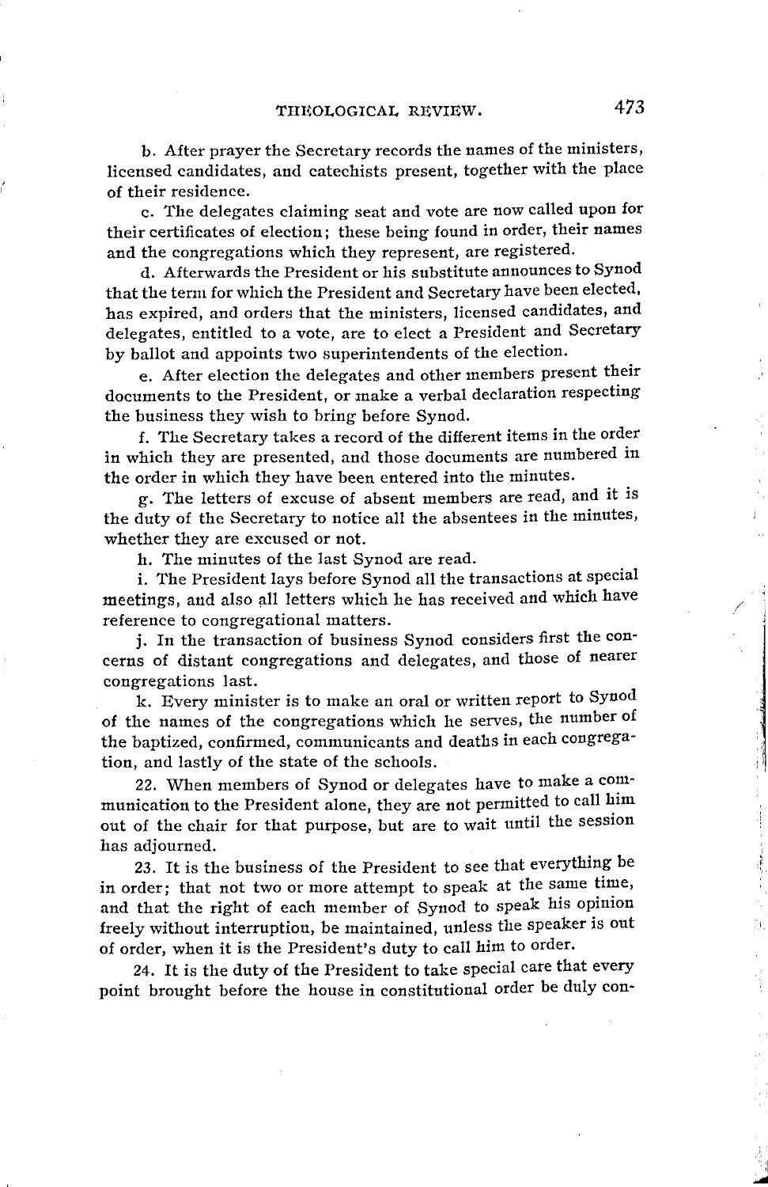b. After prayer the Secretary records the names of the ministers, licensed candidates, and catechists present, together with the place of their residence.

c. The delegates claiming seat and vote are now called upon for their certificates of election; these being found in order, their names and the congregations which they represent, are registered.

d. Afterwards the President or his substitute announces to Synod that the term for which the President and Secretary have been elected, has expired, and orders that the ministers, licensed candidates, and delegates, entitled to a vote, are to elect a President and Secretary by ballot and appoints two superintendents of the election.

e. After election the delegates and other members present their documents to the President, or make a verbal declaration respecting the business they wish to bring before Synod.

f. The Secretary takes a record of the different items in the order in which they are presented, and those documents are numbered in the order in which they have been entered into the minutes.

g. The letters of excuse of absent members are read, and it is the duty of the Secretary to notice all the absentees in the minutes, whether they are excused or not.

h. The minutes of the last Synod are read.

i. The President lays before Synod all the transactions at special meetings, and also all letters which he has received and which have reference to congregational matters.

j. In the transaction of business Synod considers first the concerns of distant congregations and delegates, and those of nearer congregations last.

k. Every minister is to make an oral or written report to Synod of the names of the congregations which he serves, the number of the baptized, confirmed, communicants and deaths in each congregation, and lastly of the state of the schools.

22. When members of Synod or delegates have to make a communication to the President alone, they are not permitted to call him out of the chair for that purpose, but are to wait until the session has adjourned.

23. It is the business of the President to see that everything be in order; that not two or more attempt to speak at the same time, and that the right of each member of Synod to speak his opinion freely without interruption, be maintained, unless the speaker is out of order, when it is the President's duty to call him to order.

24. It is the duty of the President to take special care that every point brought before the house in constitutional order be duly con-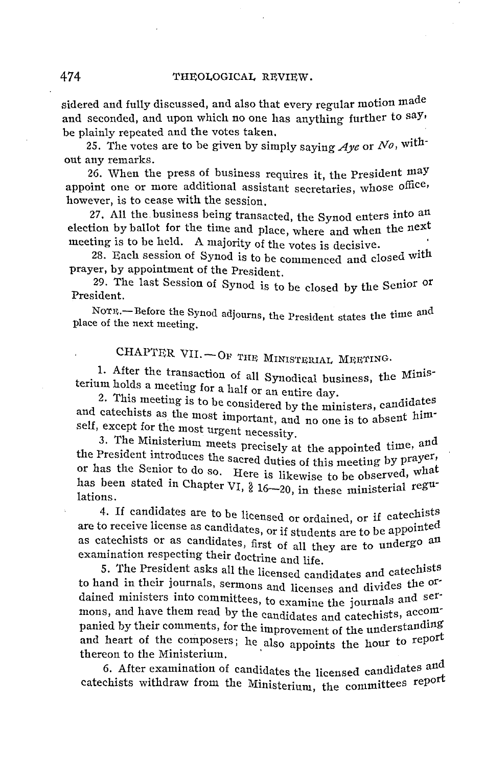sidered and fully discussed, and also that every regular motion made and seconded, and upon which no one has anything further to say, be plainly repeated and the votes taken.

25. The votes are to be given by simply saying *Aye* or *No*, without any remarks.

26. When the press of business requires it, the President may appoint one or more additional assistant secretaries, whose office, however, is to cease with the session.

27. All the business being transacted, the Synod enters into an election by ballot for the time and place, where and when the next meeting is to be held. A majority of the votes is decisive.

28. Each session of Synod is to be commenced and closed with prayer, by appointment of the President.

29. The last Session of Synod is to be closed by the Senior or President.

NOTE.—Before the Synod adjourns, the President states the time and place of the next meeting.

## CHAPTER VII.—OF THE MINISTERIAL MEETING.

1. After the transaction of all Synodical business, the Ministerium holds a meeting for a half or an entire day.

2. This meeting is to be considered by the ministers, candidates and catechists as the most important, and no one is to absent himself, except for the most urgent necessity.

3. The Ministerium meets precisely at the appointed time, and the President introduces the sacred duties of this meeting by prayer, or has the Senior to do so. Here is likewise to be observed, what has been stated in Chapter VI, § 16—20, in these ministerial regulations.

4. If candidates are to be licensed or ordained, or if catechists are to receive license as candidates, or if students are to be appointed as catechists or as candidates, first of all they are to undergo an examination respecting their doctrine and life.

5. The President asks all the licensed candidates and catechists to hand in their journals, sermons and licenses and divides the ordained ministers into committees, to examine the journals and sermons, and have them read by the candidates and catechists, accompanied by their comments, for the improvement of the understanding and heart of the composers; he also appoints the hour to report thereon to the Ministerium.

6. After examination of candidates the licensed candidates and catechists withdraw from the Ministerium, the committees report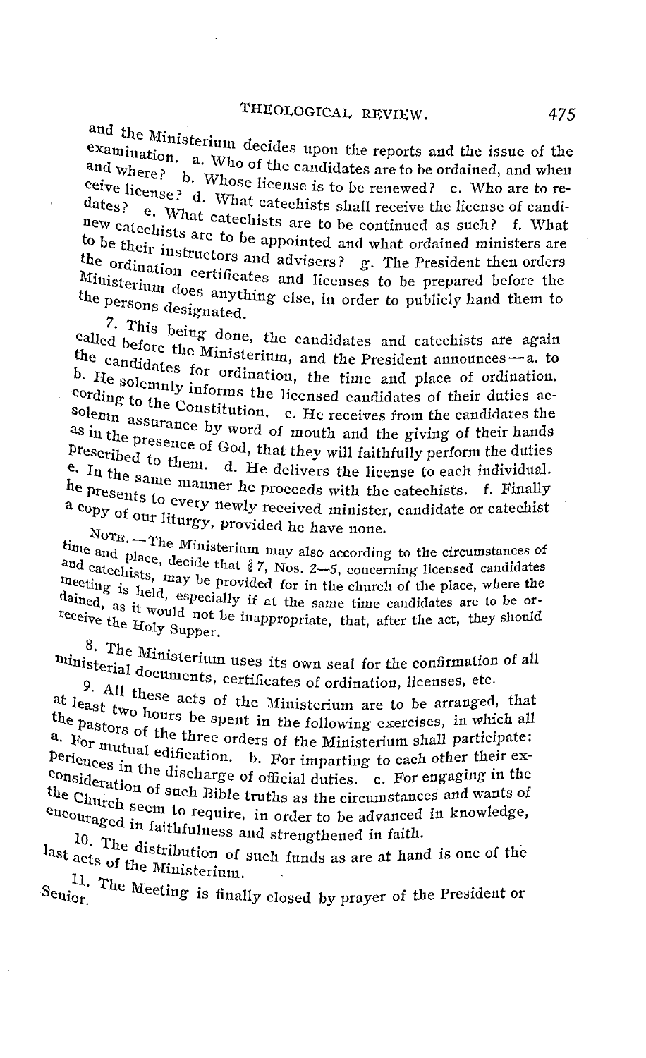and the Ministerium decides upon the reports and the issue of the examination. a. Who of the candidates are to be ordained, and when and where? b. Whose license is to be renewed? c. Who are to receive license? d. What catechists shall receive the license of candidates? e. What catechists are to be continued as such? f. What new catechists are to be appointed and what ordained ministers are to be their instructors and advisers? g. The President then orders the ordination certificates and licenses to be prepared before the Ministerium does anything else, in order to publicly hand them to the persons designated.

7. This being done, the candidates and catechists are again called before the Ministerium, and the President announces—a. to the candidates for ordination, the time and place of ordination. b. He solemnly informs the licensed candidates of their duties according to the Constitution. c. He receives from the candidates the solemn assurance by word of mouth and the giving of their hands as in the presence of God, that they will faithfully perform the duties prescribed to them. d. He delivers the license to each individual. e. In the same manner he proceeds with the catechists. f. Finally he presents to every newly received minister, candidate or catechist a copy of our liturgy, provided he have none.

NOTE.—The Ministerium may also according to the circumstances of time and place, decide that § 7, Nos. 2–5, concerning licensed candidates and catechists, may be provided for in the church of the place, where the meeting is held, especially if at the same time candidates are to be ordained, as it would not be inappropriate, that, after the act, they should receive the Holy Supper.

8. The Ministerium uses its own seal for the confirmation of all ministerial documents, certificates of ordination, licenses, etc.

9. All these acts of the Ministerium are to be arranged, that at least two hours be spent in the following exercises, in which all the pastors of the three orders of the Ministerium shall participate: a. For mutual edification. b. For imparting to each other their experiences in the discharge of official duties. c. For engaging in the consideration of such Bible truths as the circumstances and wants of the Church seem to require, in order to be advanced in knowledge, encouraged in faithfulness and strengthened in faith.

10. The distribution of such funds as are at hand is one of the last acts of the Ministerium.

11. The Meeting is finally closed by prayer of the President or Senior.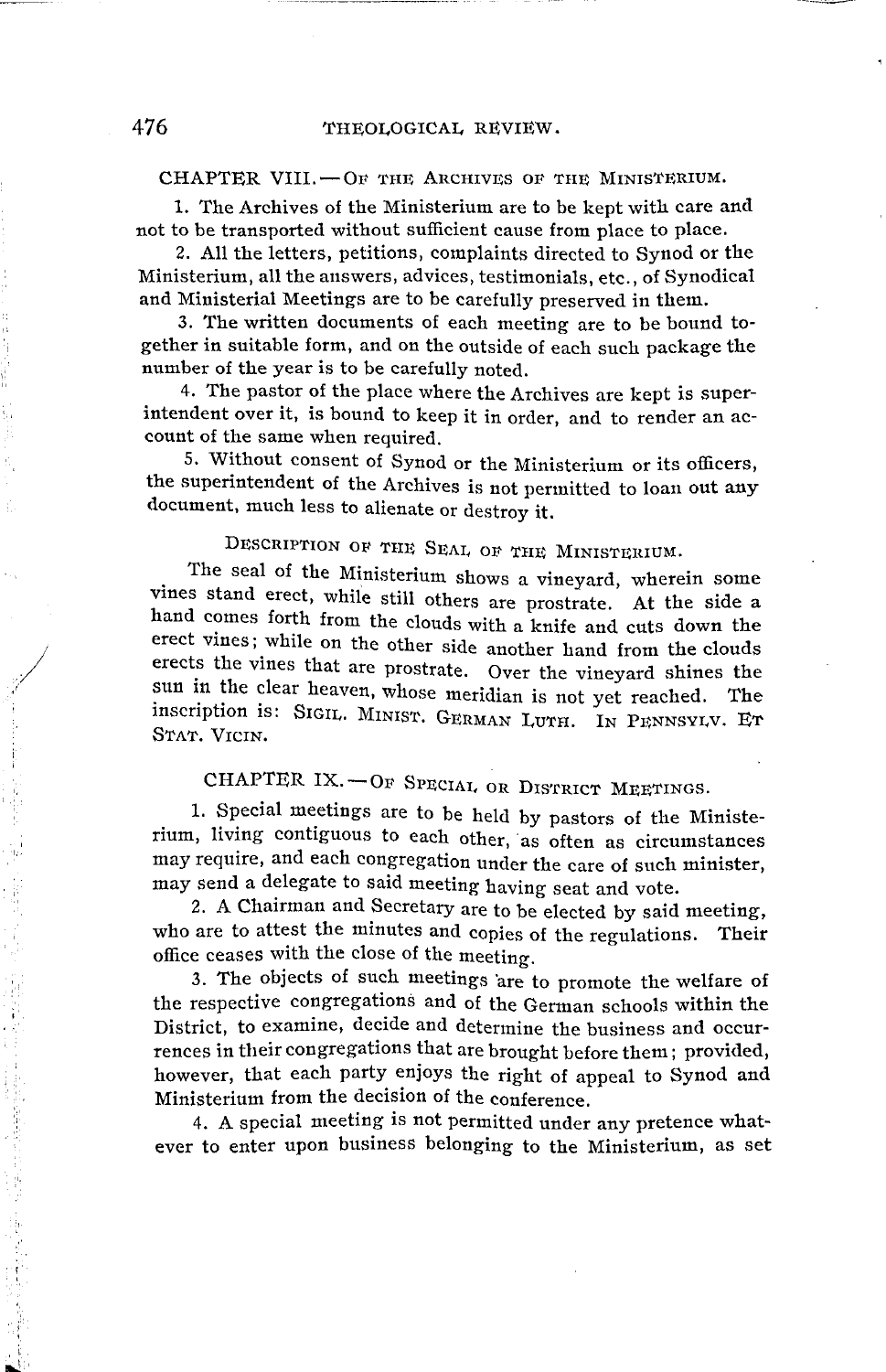## CHAPTER VIII.—Of the Archives of the Ministerium.

1. The Archives of the Ministerium are to be kept with care and not to be transported without sufficient cause from place to place.

2. All the letters, petitions, complaints directed to Synod or the Ministerium, all the answers, advices, testimonials, etc., of Synodical and Ministerial Meetings are to be carefully preserved in them.

3. The written documents of each meeting are to be bound together in suitable form, and on the outside of each such package the number of the year is to be carefully noted.

4. The pastor of the place where the Archives are kept is superintendent over it, is bound to keep it in order, and to render an account of the same when required.

5. Without consent of Synod or the Ministerium or its officers, the superintendent of the Archives is not permitted to loan out any document, much less to alienate or destroy it.

### Description of the Seal of the Ministerium.

The seal of the Ministerium shows a vineyard, wherein some vines stand erect, while still others are prostrate. At the side a hand comes forth from the clouds with a knife and cuts down the erect vines; while on the other side another hand from the clouds erects the vines that are prostrate. Over the vineyard shines the sun in the clear heaven, whose meridian is not yet reached. The inscription is: Sigil. Minist. German Luth. In Pennsylv. Et Stat. Vicin.

## CHAPTER IX.—Of Special or District Meetings.

1. Special meetings are to be held by pastors of the Ministerium, living contiguous to each other, as often as circumstances may require, and each congregation under the care of such minister, may send a delegate to said meeting having seat and vote.

2. A Chairman and Secretary are to be elected by said meeting, who are to attest the minutes and copies of the regulations. Their office ceases with the close of the meeting.

3. The objects of such meetings are to promote the welfare of the respective congregations and of the German schools within the District, to examine, decide and determine the business and occurrences in their congregations that are brought before them; provided, however, that each party enjoys the right of appeal to Synod and Ministerium from the decision of the conference.

4. A special meeting is not permitted under any pretence whatever to enter upon business belonging to the Ministerium, as set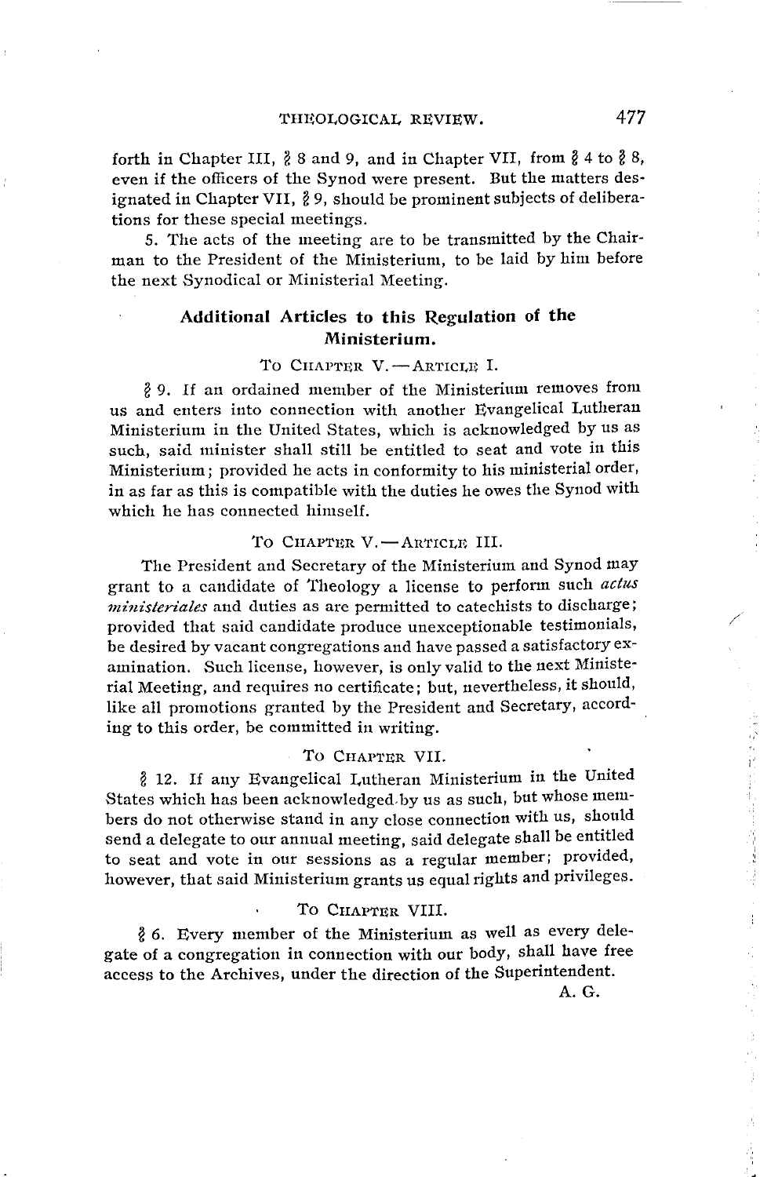forth in Chapter III, § 8 and 9, and in Chapter VII, from § 4 to § 8, even if the officers of the Synod were present. But the matters designated in Chapter VII, § 9, should be prominent subjects of deliberations for these special meetings.

5. The acts of the meeting are to be transmitted by the Chairman to the President of the Ministerium, to be laid by him before the next Synodical or Ministerial Meeting.

## Additional Articles to this Regulation of the Ministerium.

To Chapter V.—Article I.

§ 9. If an ordained member of the Ministerium removes from us and enters into connection with another Evangelical Lutheran Ministerium in the United States, which is acknowledged by us as such, said minister shall still be entitled to seat and vote in this Ministerium; provided he acts in conformity to his ministerial order, in as far as this is compatible with the duties he owes the Synod with which he has connected himself.

To Chapter V.—Article III.

The President and Secretary of the Ministerium and Synod may grant to a candidate of Theology a license to perform such *actus ministeriales* and duties as are permitted to catechists to discharge; provided that said candidate produce unexceptionable testimonials, be desired by vacant congregations and have passed a satisfactory examination. Such license, however, is only valid to the next Ministerial Meeting, and requires no certificate; but, nevertheless, it should, like all promotions granted by the President and Secretary, according to this order, be committed in writing.

To Chapter VII.

§ 12. If any Evangelical Lutheran Ministerium in the United States which has been acknowledged by us as such, but whose members do not otherwise stand in any close connection with us, should send a delegate to our annual meeting, said delegate shall be entitled to seat and vote in our sessions as a regular member; provided, however, that said Ministerium grants us equal rights and privileges.

To Chapter VIII.

§ 6. Every member of the Ministerium as well as every delegate of a congregation in connection with our body, shall have free access to the Archives, under the direction of the Superintendent.

A. G.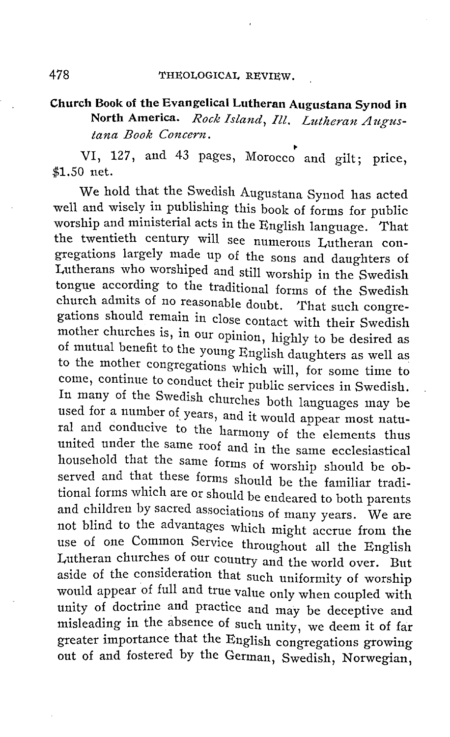**Church Book of the Evangelical Lutheran Augustana Synod in North America.** *Rock Island, Ill. Lutheran Augustana Book Concern.*

VI, 127, and 43 pages, Morocco and gilt; price, $1.50 net.

We hold that the Swedish Augustana Synod has acted well and wisely in publishing this book of forms for public worship and ministerial acts in the English language. That the twentieth century will see numerous Lutheran congregations largely made up of the sons and daughters of Lutherans who worshiped and still worship in the Swedish tongue according to the traditional forms of the Swedish church admits of no reasonable doubt. That such congregations should remain in close contact with their Swedish mother churches is, in our opinion, highly to be desired as of mutual benefit to the young English daughters as well as to the mother congregations which will, for some time to come, continue to conduct their public services in Swedish. In many of the Swedish churches both languages may be used for a number of years, and it would appear most natural and conducive to the harmony of the elements thus united under the same roof and in the same ecclesiastical household that the same forms of worship should be observed and that these forms should be the familiar traditional forms which are or should be endeared to both parents and children by sacred associations of many years. We are not blind to the advantages which might accrue from the use of one Common Service throughout all the English Lutheran churches of our country and the world over. But aside of the consideration that such uniformity of worship would appear of full and true value only when coupled with unity of doctrine and practice and may be deceptive and misleading in the absence of such unity, we deem it of far greater importance that the English congregations growing out of and fostered by the German, Swedish, Norwegian,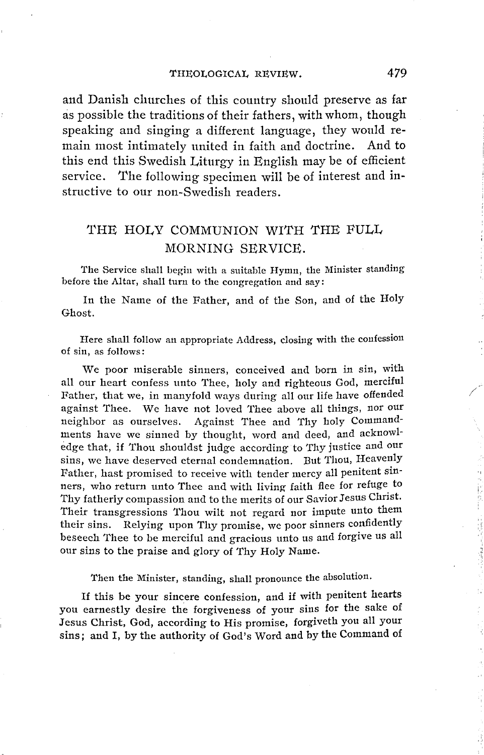and Danish churches of this country should preserve as far as possible the traditions of their fathers, with whom, though speaking and singing a different language, they would remain most intimately united in faith and doctrine. And to this end this Swedish Liturgy in English may be of efficient service. The following specimen will be of interest and instructive to our non-Swedish readers.

## THE HOLY COMMUNION WITH THE FULL MORNING SERVICE.

The Service shall begin with a suitable Hymn, the Minister standing before the Altar, shall turn to the congregation and say:

In the Name of the Father, and of the Son, and of the Holy Ghost.

Here shall follow an appropriate Address, closing with the confession of sin, as follows:

We poor miserable sinners, conceived and born in sin, with all our heart confess unto Thee, holy and righteous God, merciful Father, that we, in manyfold ways during all our life have offended against Thee. We have not loved Thee above all things, nor our neighbor as ourselves. Against Thee and Thy holy Commandments have we sinned by thought, word and deed, and acknowledge that, if Thou shouldst judge according to Thy justice and our sins, we have deserved eternal condemnation. But Thou, Heavenly Father, hast promised to receive with tender mercy all penitent sinners, who return unto Thee and with living faith flee for refuge to Thy fatherly compassion and to the merits of our Savior Jesus Christ. Their transgressions Thou wilt not regard nor impute unto them their sins. Relying upon Thy promise, we poor sinners confidently beseech Thee to be merciful and gracious unto us and forgive us all our sins to the praise and glory of Thy Holy Name.

Then the Minister, standing, shall pronounce the absolution.

If this be your sincere confession, and if with penitent hearts you earnestly desire the forgiveness of your sins for the sake of Jesus Christ, God, according to His promise, forgiveth you all your sins; and I, by the authority of God's Word and by the Command of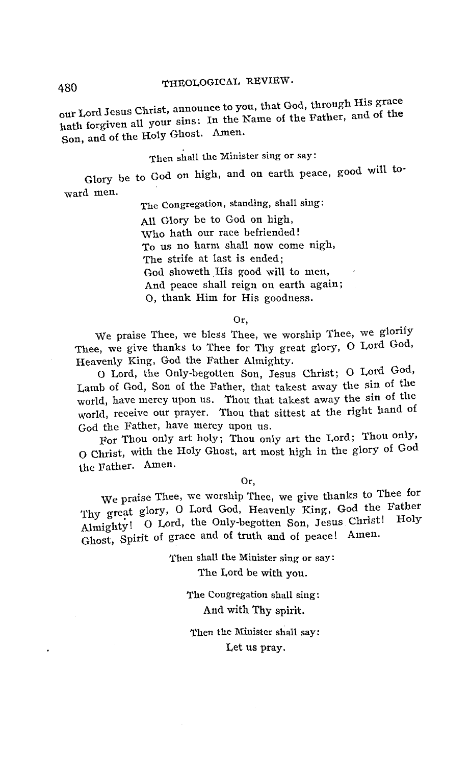our Lord Jesus Christ, announce to you, that God, through His grace hath forgiven all your sins: In the Name of the Father, and of the Son, and of the Holy Ghost. Amen.

*Then shall the Minister sing or say:*

Glory be to God on high, and on earth peace, good will toward men.

*The Congregation, standing, shall sing:*

All Glory be to God on high,
Who hath our race befriended!
To us no harm shall now come nigh,
The strife at last is ended;
God showeth His good will to men,
And peace shall reign on earth again;
O, thank Him for His goodness.

Or,

We praise Thee, we bless Thee, we worship Thee, we glorify Thee, we give thanks to Thee for Thy great glory, O Lord God, Heavenly King, God the Father Almighty.

O Lord, the Only-begotten Son, Jesus Christ; O Lord God, Lamb of God, Son of the Father, that takest away the sin of the world, have mercy upon us. Thou that takest away the sin of the world, receive our prayer. Thou that sittest at the right hand of God the Father, have mercy upon us.

For Thou only art holy; Thou only art the Lord; Thou only, O Christ, with the Holy Ghost, art most high in the glory of God the Father. Amen.

Or,

We praise Thee, we worship Thee, we give thanks to Thee for Thy great glory, O Lord God, Heavenly King, God the Father Almighty! O Lord, the Only-begotten Son, Jesus Christ! Holy Ghost, Spirit of grace and of truth and of peace! Amen.

*Then shall the Minister sing or say:*

The Lord be with you.

*The Congregation shall sing:*

And with Thy spirit.

*Then the Minister shall say:*

Let us pray.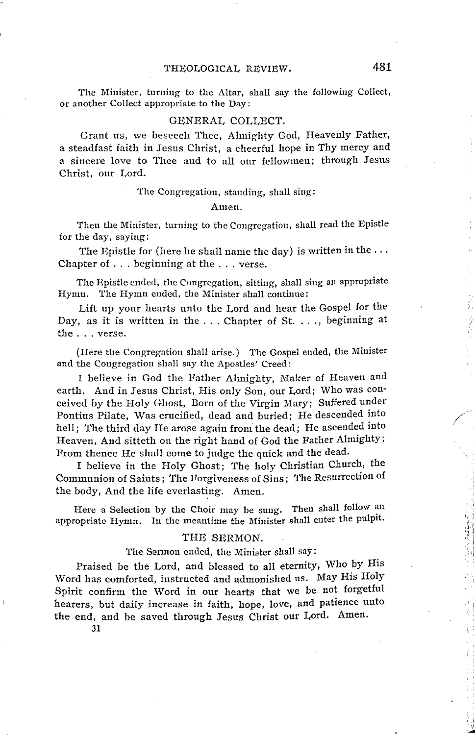The Minister, turning to the Altar, shall say the following Collect, or another Collect appropriate to the Day:

### GENERAL COLLECT.

Grant us, we beseech Thee, Almighty God, Heavenly Father, a steadfast faith in Jesus Christ, a cheerful hope in Thy mercy and a sincere love to Thee and to all our fellowmen; through Jesus Christ, our Lord.

The Congregation, standing, shall sing:

Amen.

Then the Minister, turning to the Congregation, shall read the Epistle for the day, saying:

The Epistle for (here he shall name the day) is written in the . . . Chapter of . . . beginning at the . . . verse.

The Epistle ended, the Congregation, sitting, shall sing an appropriate Hymn. The Hymn ended, the Minister shall continue:

Lift up your hearts unto the Lord and hear the Gospel for the Day, as it is written in the . . . Chapter of St. . . ., beginning at the . . . verse.

(Here the Congregation shall arise.) The Gospel ended, the Minister and the Congregation shall say the Apostles' Creed:

I believe in God the Father Almighty, Maker of Heaven and earth. And in Jesus Christ, His only Son, our Lord; Who was conceived by the Holy Ghost, Born of the Virgin Mary; Suffered under Pontius Pilate, Was crucified, dead and buried; He descended into hell; The third day He arose again from the dead; He ascended into Heaven, And sitteth on the right hand of God the Father Almighty; From thence He shall come to judge the quick and the dead.

I believe in the Holy Ghost; The holy Christian Church, the Communion of Saints; The Forgiveness of Sins; The Resurrection of the body, And the life everlasting. Amen.

Here a Selection by the Choir may be sung. Then shall follow an appropriate Hymn. In the meantime the Minister shall enter the pulpit.

### THE SERMON.

The Sermon ended, the Minister shall say:

Praised be the Lord, and blessed to all eternity, Who by His Word has comforted, instructed and admonished us. May His Holy Spirit confirm the Word in our hearts that we be not forgetful hearers, but daily increase in faith, hope, love, and patience unto the end, and be saved through Jesus Christ our Lord. Amen.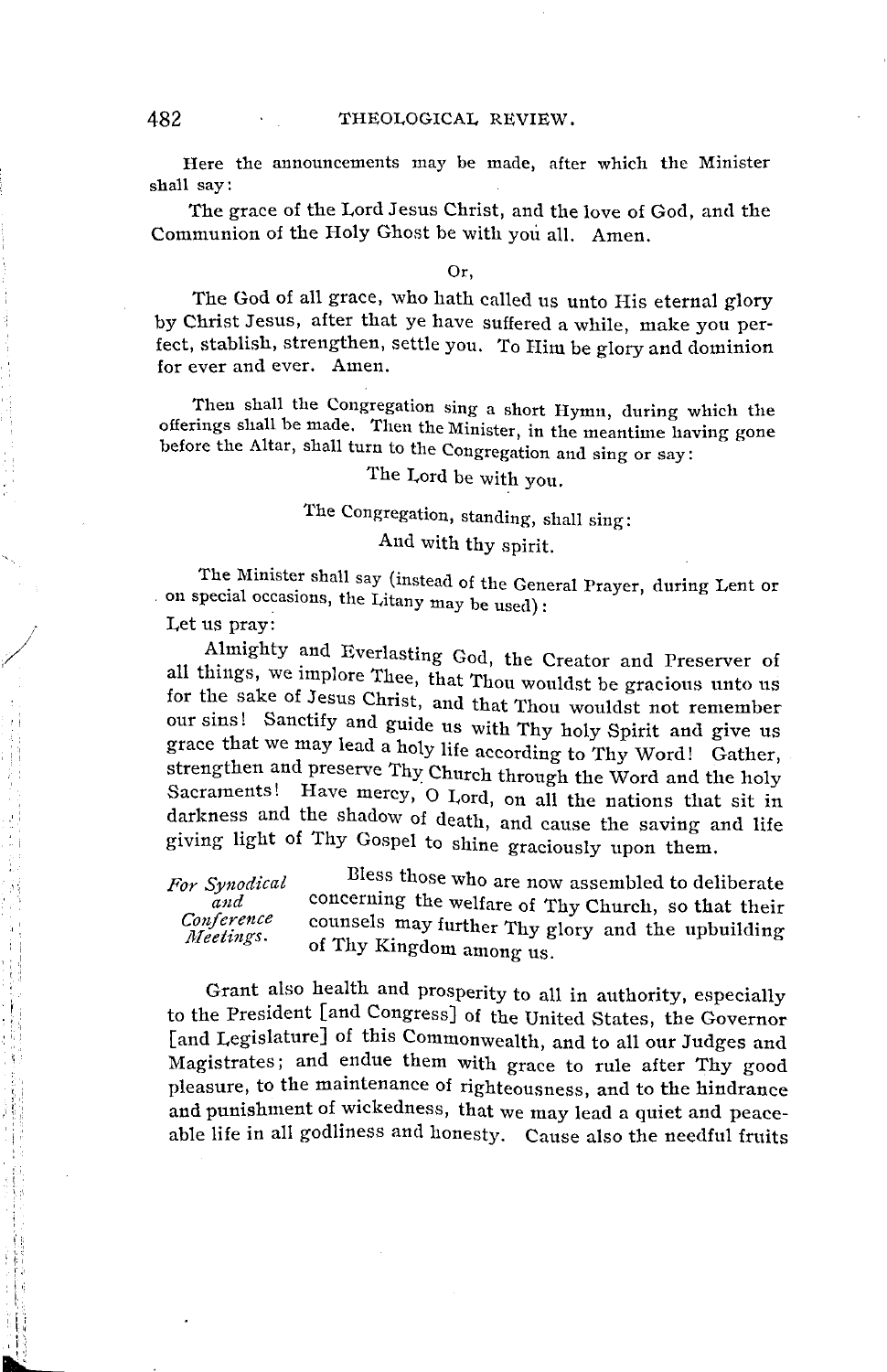Here the announcements may be made, after which the Minister shall say:

The grace of the Lord Jesus Christ, and the love of God, and the Communion of the Holy Ghost be with you all. Amen.

Or,

The God of all grace, who hath called us unto His eternal glory by Christ Jesus, after that ye have suffered a while, make you perfect, stablish, strengthen, settle you. To Him be glory and dominion for ever and ever. Amen.

Then shall the Congregation sing a short Hymn, during which the offerings shall be made. Then the Minister, in the meantime having gone before the Altar, shall turn to the Congregation and sing or say:

The Lord be with you.

The Congregation, standing, shall sing:

And with thy spirit.

The Minister shall say (instead of the General Prayer, during Lent or on special occasions, the Litany may be used):

Let us pray:

Almighty and Everlasting God, the Creator and Preserver of all things, we implore Thee, that Thou wouldst be gracious unto us for the sake of Jesus Christ, and that Thou wouldst not remember our sins! Sanctify and guide us with Thy holy Spirit and give us grace that we may lead a holy life according to Thy Word! Gather, strengthen and preserve Thy Church through the Word and the holy Sacraments! Have mercy, O Lord, on all the nations that sit in darkness and the shadow of death, and cause the saving and life giving light of Thy Gospel to shine graciously upon them.

*For Synodical and Conference Meetings.* Bless those who are now assembled to deliberate concerning the welfare of Thy Church, so that their counsels may further Thy glory and the upbuilding of Thy Kingdom among us.

Grant also health and prosperity to all in authority, especially to the President [and Congress] of the United States, the Governor [and Legislature] of this Commonwealth, and to all our Judges and Magistrates; and endue them with grace to rule after Thy good pleasure, to the maintenance of righteousness, and to the hindrance and punishment of wickedness, that we may lead a quiet and peaceable life in all godliness and honesty. Cause also the needful fruits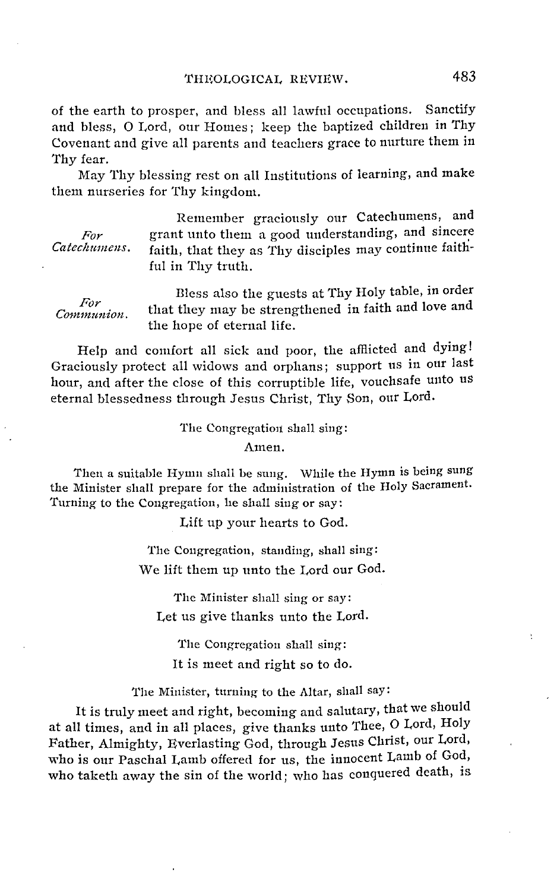of the earth to prosper, and bless all lawful occupations. Sanctify and bless, O Lord, our Homes; keep the baptized children in Thy Covenant and give all parents and teachers grace to nurture them in Thy fear.

May Thy blessing rest on all Institutions of learning, and make them nurseries for Thy kingdom.

*For Catechumens.* Remember graciously our Catechumens, and grant unto them a good understanding, and sincere faith, that they as Thy disciples may continue faithful in Thy truth.

*For Communion.* Bless also the guests at Thy Holy table, in order that they may be strengthened in faith and love and the hope of eternal life.

Help and comfort all sick and poor, the afflicted and dying! Graciously protect all widows and orphans; support us in our last hour, and after the close of this corruptible life, vouchsafe unto us eternal blessedness through Jesus Christ, Thy Son, our Lord.

The Congregation shall sing:

Amen.

Then a suitable Hymn shall be sung. While the Hymn is being sung the Minister shall prepare for the administration of the Holy Sacrament. Turning to the Congregation, he shall sing or say:

Lift up your hearts to God.

The Congregation, standing, shall sing:

We lift them up unto the Lord our God.

The Minister shall sing or say:

Let us give thanks unto the Lord.

The Congregation shall sing:

It is meet and right so to do.

The Minister, turning to the Altar, shall say:

It is truly meet and right, becoming and salutary, that we should at all times, and in all places, give thanks unto Thee, O Lord, Holy Father, Almighty, Everlasting God, through Jesus Christ, our Lord, who is our Paschal Lamb offered for us, the innocent Lamb of God, who taketh away the sin of the world; who has conquered death, is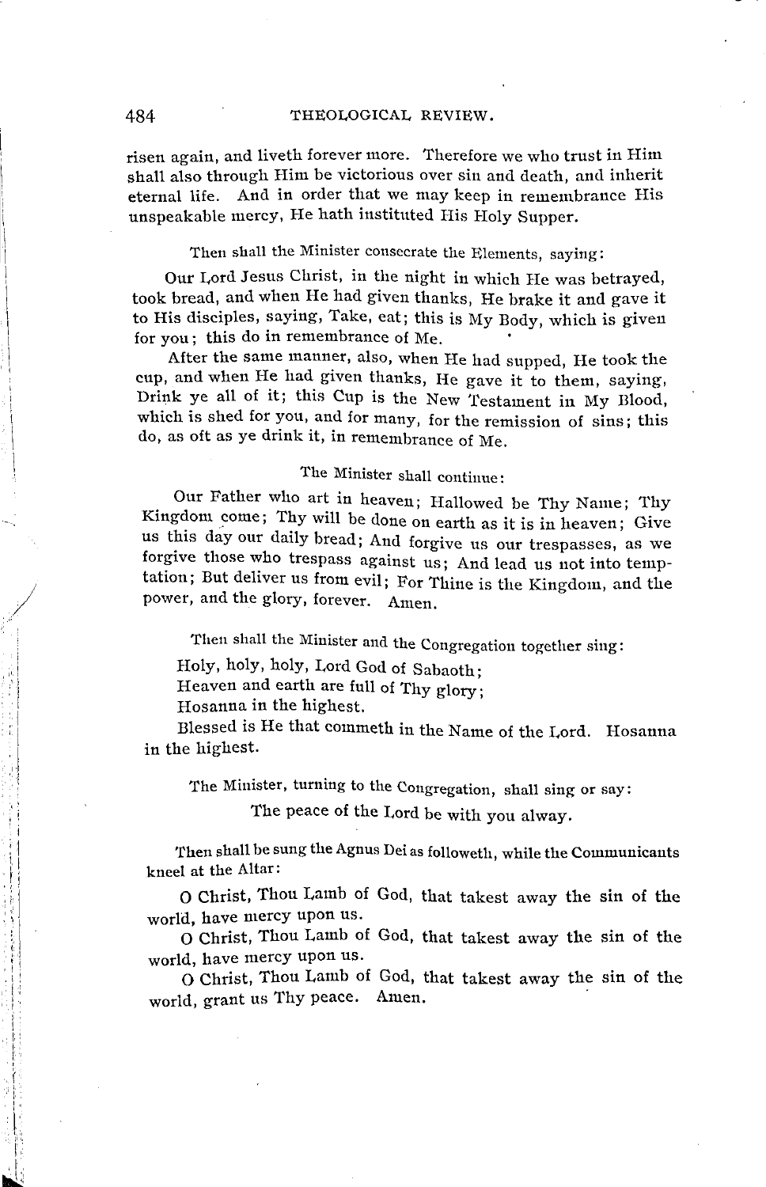risen again, and liveth forever more. Therefore we who trust in Him shall also through Him be victorious over sin and death, and inherit eternal life. And in order that we may keep in remembrance His unspeakable mercy, He hath instituted His Holy Supper.

Then shall the Minister consecrate the Elements, saying:

Our Lord Jesus Christ, in the night in which He was betrayed, took bread, and when He had given thanks, He brake it and gave it to His disciples, saying, Take, eat; this is My Body, which is given for you; this do in remembrance of Me.

After the same manner, also, when He had supped, He took the cup, and when He had given thanks, He gave it to them, saying, Drink ye all of it; this Cup is the New Testament in My Blood, which is shed for you, and for many, for the remission of sins; this do, as oft as ye drink it, in remembrance of Me.

The Minister shall continue:

Our Father who art in heaven; Hallowed be Thy Name; Thy Kingdom come; Thy will be done on earth as it is in heaven; Give us this day our daily bread; And forgive us our trespasses, as we forgive those who trespass against us; And lead us not into temptation; But deliver us from evil; For Thine is the Kingdom, and the power, and the glory, forever. Amen.

Then shall the Minister and the Congregation together sing:

Holy, holy, holy, Lord God of Sabaoth;
Heaven and earth are full of Thy glory;
Hosanna in the highest.
Blessed is He that commeth in the Name of the Lord. Hosanna in the highest.

The Minister, turning to the Congregation, shall sing or say:

The peace of the Lord be with you alway.

Then shall be sung the Agnus Dei as followeth, while the Communicants kneel at the Altar:

O Christ, Thou Lamb of God, that takest away the sin of the world, have mercy upon us.

O Christ, Thou Lamb of God, that takest away the sin of the world, have mercy upon us.

O Christ, Thou Lamb of God, that takest away the sin of the world, grant us Thy peace. Amen.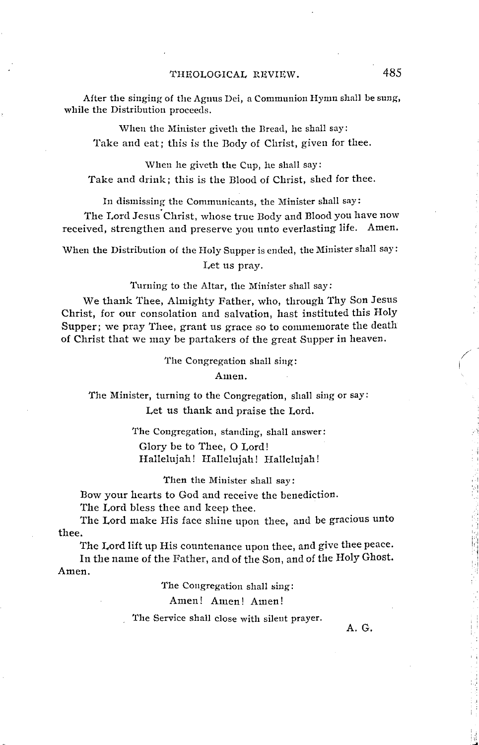After the singing of the Agnus Dei, a Communion Hymn shall be sung, while the Distribution proceeds.

When the Minister giveth the Bread, he shall say:

Take and eat; this is the Body of Christ, given for thee.

When he giveth the Cup, he shall say:

Take and drink; this is the Blood of Christ, shed for thee.

In dismissing the Communicants, the Minister shall say:

The Lord Jesus Christ, whose true Body and Blood you have now received, strengthen and preserve you unto everlasting life. Amen.

When the Distribution of the Holy Supper is ended, the Minister shall say:

Let us pray.

Turning to the Altar, the Minister shall say:

We thank Thee, Almighty Father, who, through Thy Son Jesus Christ, for our consolation and salvation, hast instituted this Holy Supper; we pray Thee, grant us grace so to commemorate the death of Christ that we may be partakers of the great Supper in heaven.

The Congregation shall sing:

Amen.

The Minister, turning to the Congregation, shall sing or say:

Let us thank and praise the Lord.

The Congregation, standing, shall answer:

Glory be to Thee, O Lord!
Hallelujah! Hallelujah! Hallelujah!

Then the Minister shall say:

Bow your hearts to God and receive the benediction.

The Lord bless thee and keep thee.

The Lord make His face shine upon thee, and be gracious unto thee.

The Lord lift up His countenance upon thee, and give thee peace.

In the name of the Father, and of the Son, and of the Holy Ghost. Amen.

The Congregation shall sing:

Amen! Amen! Amen!

The Service shall close with silent prayer.

A. G.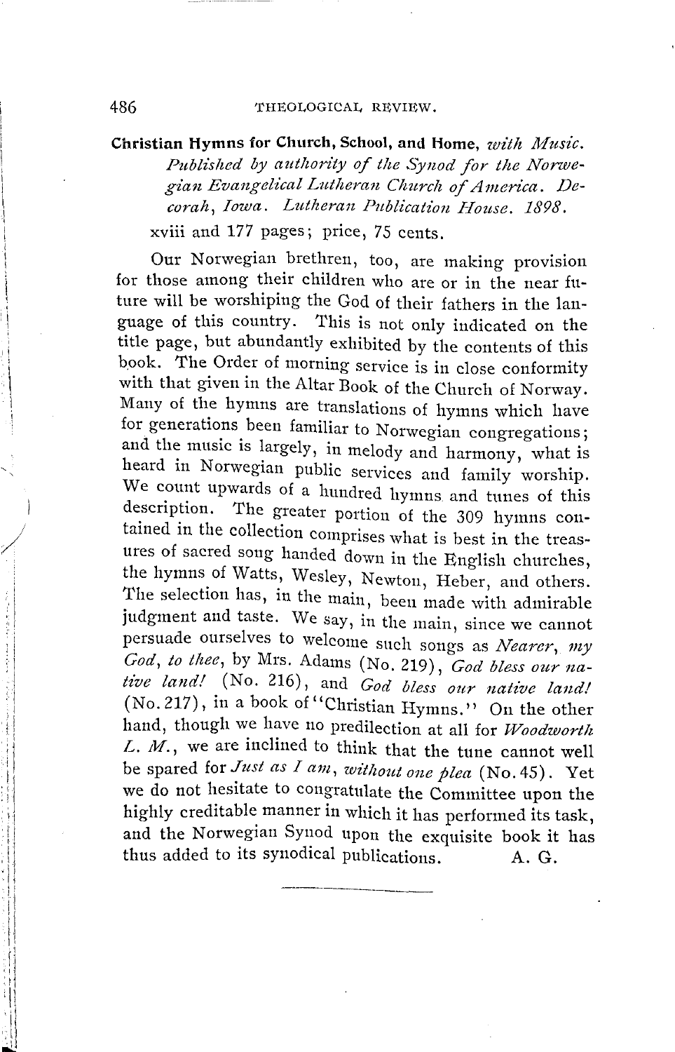**Christian Hymns for Church, School, and Home,** *with Music. Published by authority of the Synod for the Norwegian Evangelical Lutheran Church of America. Decorah, Iowa. Lutheran Publication House. 1898.*

xviii and 177 pages; price, 75 cents.

Our Norwegian brethren, too, are making provision for those among their children who are or in the near future will be worshiping the God of their fathers in the language of this country. This is not only indicated on the title page, but abundantly exhibited by the contents of this book. The Order of morning service is in close conformity with that given in the Altar Book of the Church of Norway. Many of the hymns are translations of hymns which have for generations been familiar to Norwegian congregations; and the music is largely, in melody and harmony, what is heard in Norwegian public services and family worship. We count upwards of a hundred hymns and tunes of this description. The greater portion of the 309 hymns contained in the collection comprises what is best in the treasures of sacred song handed down in the English churches, the hymns of Watts, Wesley, Newton, Heber, and others. The selection has, in the main, been made with admirable judgment and taste. We say, in the main, since we cannot persuade ourselves to welcome such songs as *Nearer, my God, to thee*, by Mrs. Adams (No. 219), *God bless our native land!* (No. 216), and *God bless our native land!* (No. 217), in a book of "Christian Hymns." On the other hand, though we have no predilection at all for *Woodworth L. M.*, we are inclined to think that the tune cannot well be spared for *Just as I am, without one plea* (No. 45). Yet we do not hesitate to congratulate the Committee upon the highly creditable manner in which it has performed its task, and the Norwegian Synod upon the exquisite book it has thus added to its synodical publications. A. G.